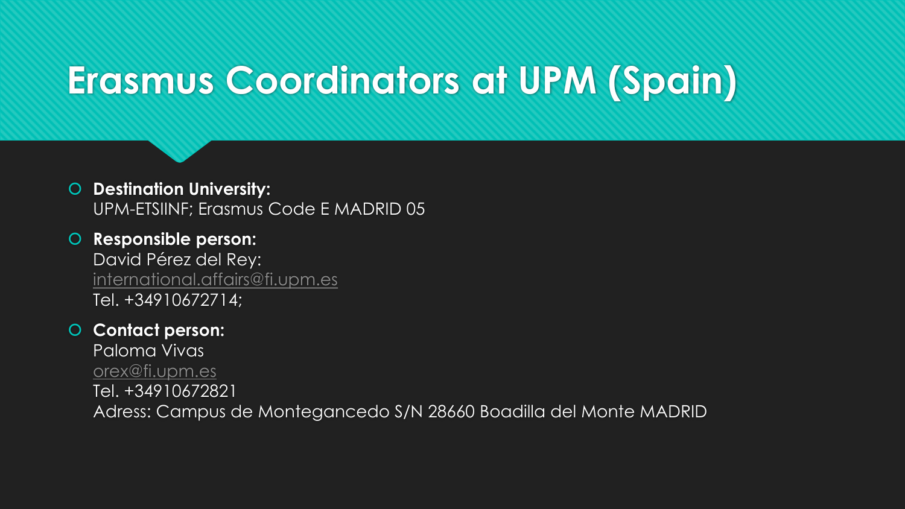# Erasmus Coordinators at UPM (Spain)

- **Destination University:**
  UPM-ETSIINF; Erasmus Code E MADRID 05
- **Responsible person:**
  David Pérez del Rey:
  international.affairs@fi.upm.es
  Tel. +34910672714;
- **Contact person:**
  Paloma Vivas
  orex@fi.upm.es
  Tel. +34910672821
  Adress: Campus de Montegancedo S/N 28660 Boadilla del Monte MADRID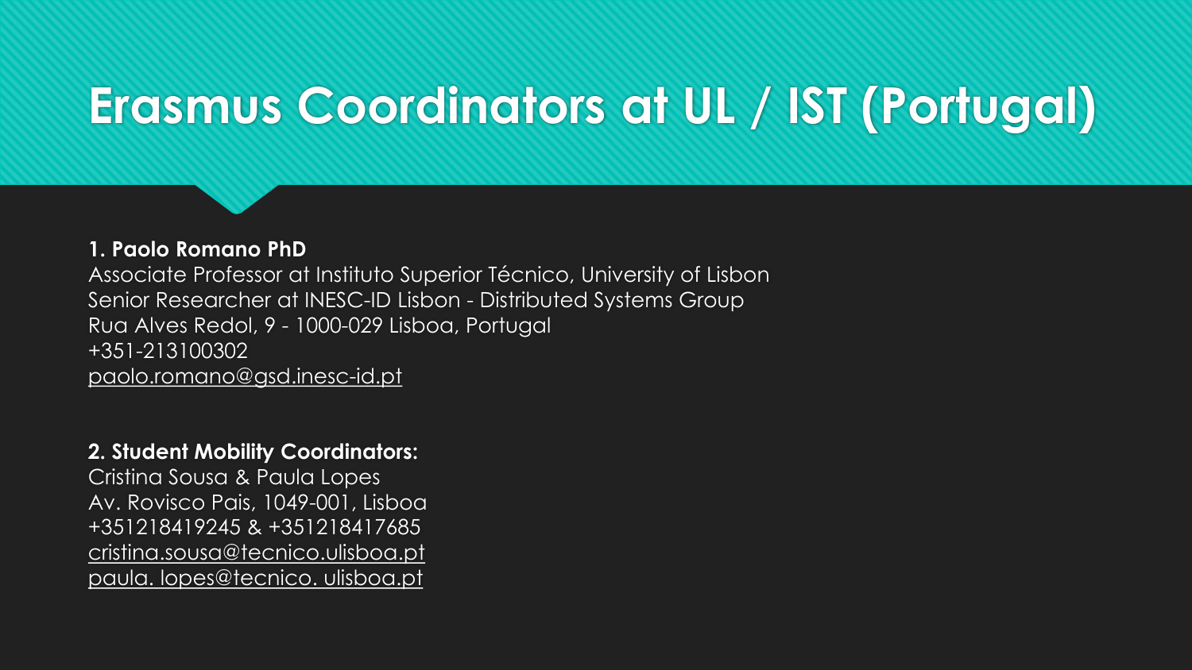# Erasmus Coordinators at UL / IST (Portugal)

**1. Paolo Romano PhD**

Associate Professor at Instituto Superior Técnico, University of Lisbon
Senior Researcher at INESC-ID Lisbon - Distributed Systems Group
Rua Alves Redol, 9 - 1000-029 Lisboa, Portugal
+351-213100302
paolo.romano@gsd.inesc-id.pt

**2. Student Mobility Coordinators:**

Cristina Sousa & Paula Lopes
Av. Rovisco Pais, 1049-001, Lisboa
+351218419245 & +351218417685
cristina.sousa@tecnico.ulisboa.pt
paula. lopes@tecnico. ulisboa.pt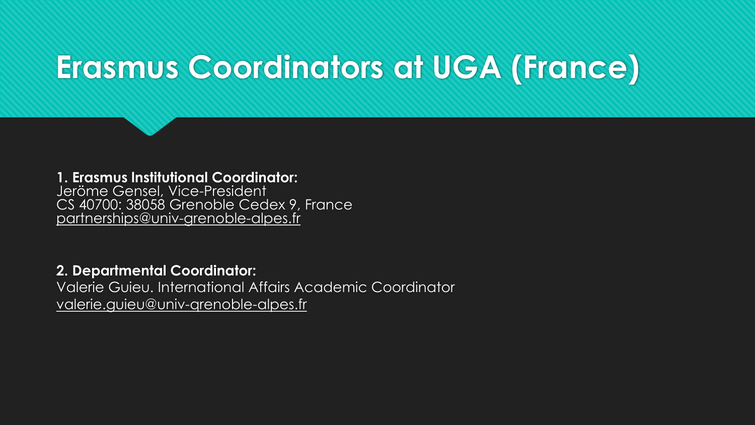# Erasmus Coordinators at UGA (France)

**1. Erasmus Institutional Coordinator:**
Jeröme Gensel, Vice-President
CS 40700: 38058 Grenoble Cedex 9, France
partnerships@univ-grenoble-alpes.fr

**2. Departmental Coordinator:**
Valerie Guieu. International Affairs Academic Coordinator
valerie.guieu@univ-grenoble-alpes.fr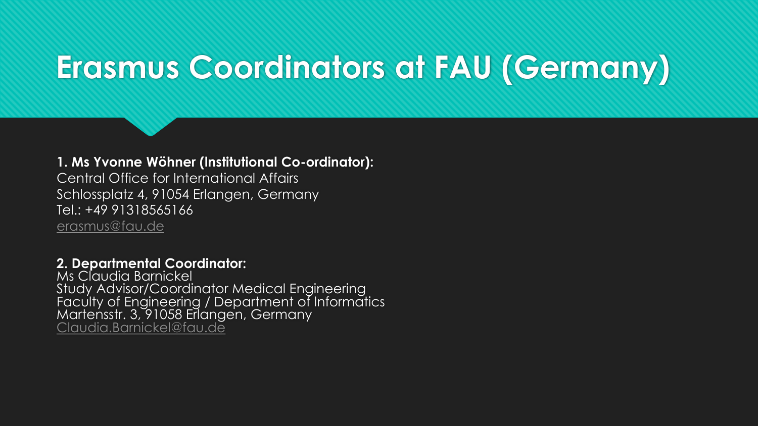# Erasmus Coordinators at FAU (Germany)

**1. Ms Yvonne Wöhner (Institutional Co-ordinator):**
Central Office for International Affairs
Schlossplatz 4, 91054 Erlangen, Germany
Tel.: +49 91318565166
erasmus@fau.de

**2. Departmental Coordinator:**
Ms Claudia Barnickel
Study Advisor/Coordinator Medical Engineering
Faculty of Engineering / Department of Informatics
Martensstr. 3, 91058 Erlangen, Germany
Claudia.Barnickel@fau.de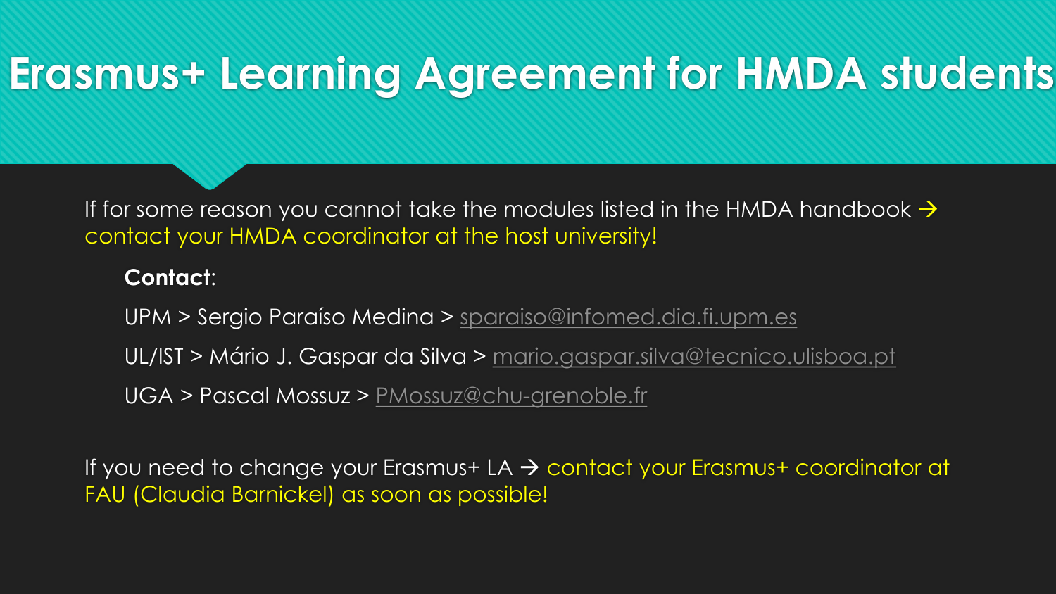# Erasmus+ Learning Agreement for HMDA students

If for some reason you cannot take the modules listed in the HMDA handbook → contact your HMDA coordinator at the host university!

**Contact**:

UPM > Sergio Paraíso Medina > sparaiso@infomed.dia.fi.upm.es

UL/IST > Mário J. Gaspar da Silva > mario.gaspar.silva@tecnico.ulisboa.pt

UGA > Pascal Mossuz > PMossuz@chu-grenoble.fr

If you need to change your Erasmus+ LA → contact your Erasmus+ coordinator at FAU (Claudia Barnickel) as soon as possible!